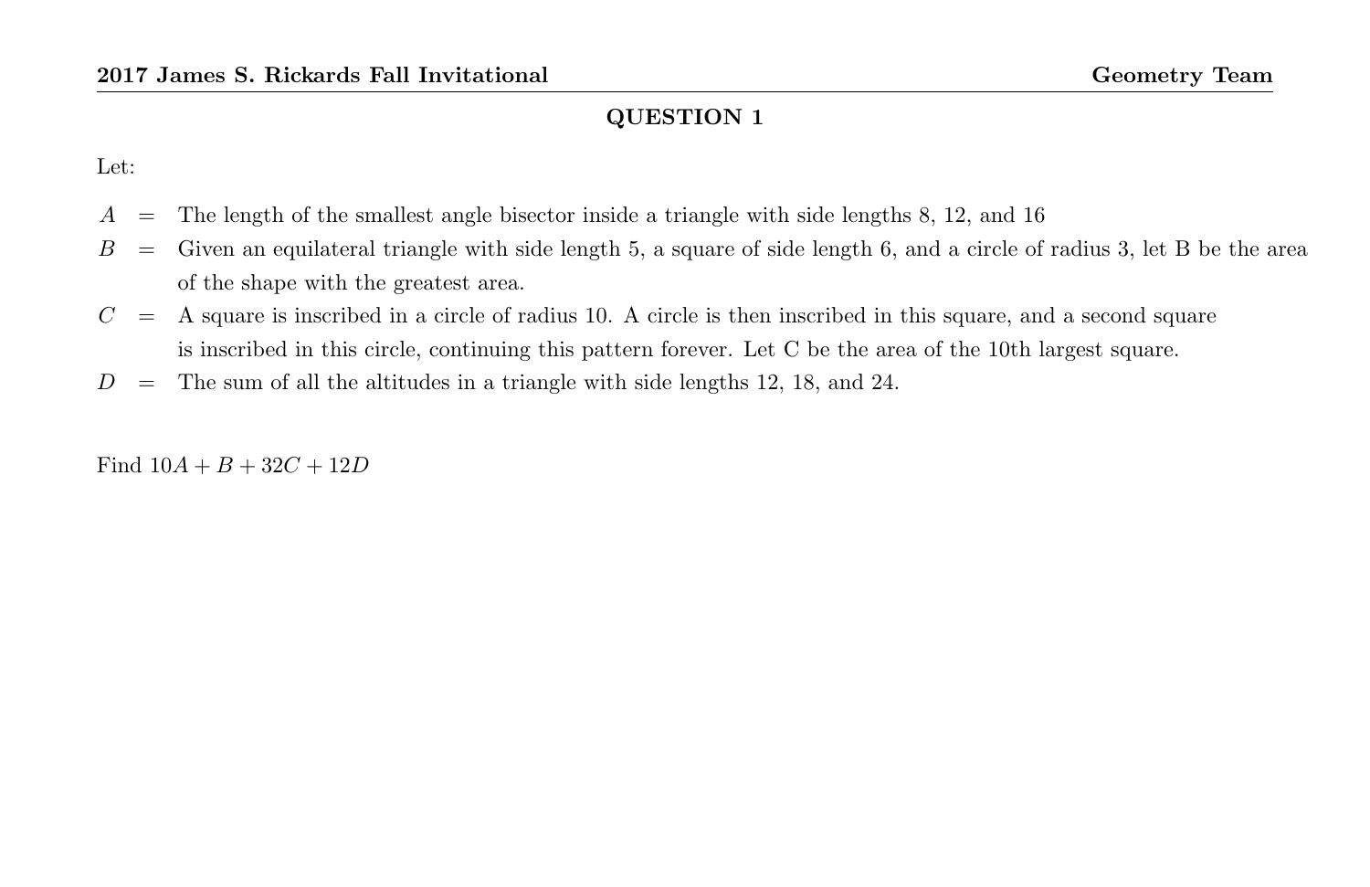## QUESTION 1

Let:

$A$ = The length of the smallest angle bisector inside a triangle with side lengths 8, 12, and 16

$B$ = Given an equilateral triangle with side length 5, a square of side length 6, and a circle of radius 3, let B be the area of the shape with the greatest area.

$C$ = A square is inscribed in a circle of radius 10. A circle is then inscribed in this square, and a second square is inscribed in this circle, continuing this pattern forever. Let C be the area of the 10th largest square.

$D$ = The sum of all the altitudes in a triangle with side lengths 12, 18, and 24.

Find $10A + B + 32C + 12D$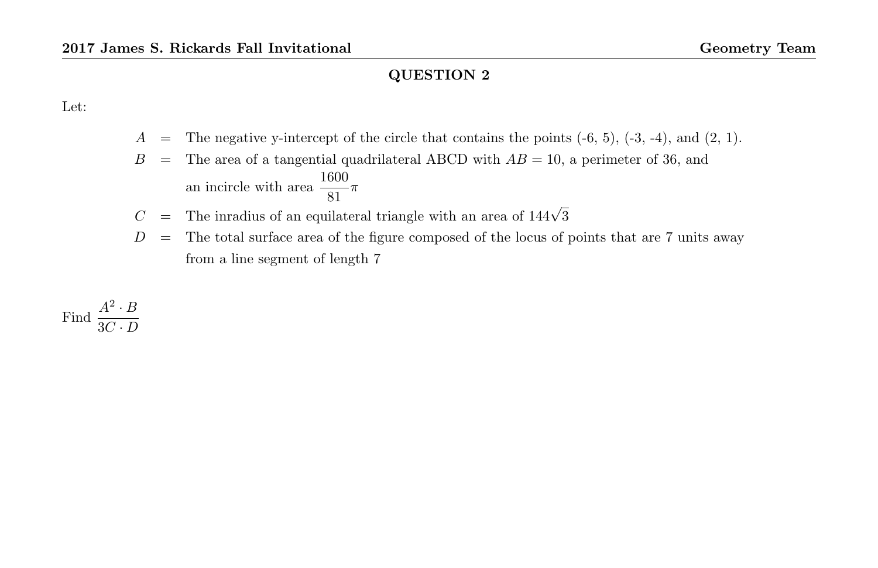## QUESTION 2

Let:

$A$ = The negative y-intercept of the circle that contains the points (-6, 5), (-3, -4), and (2, 1).

$B$ = The area of a tangential quadrilateral ABCD with $AB = 10$, a perimeter of 36, and an incircle with area $\frac{1600}{81}\pi$

$C$ = The inradius of an equilateral triangle with an area of $144\sqrt{3}$

$D$ = The total surface area of the figure composed of the locus of points that are 7 units away from a line segment of length 7

Find $\dfrac{A^2 \cdot B}{3C \cdot D}$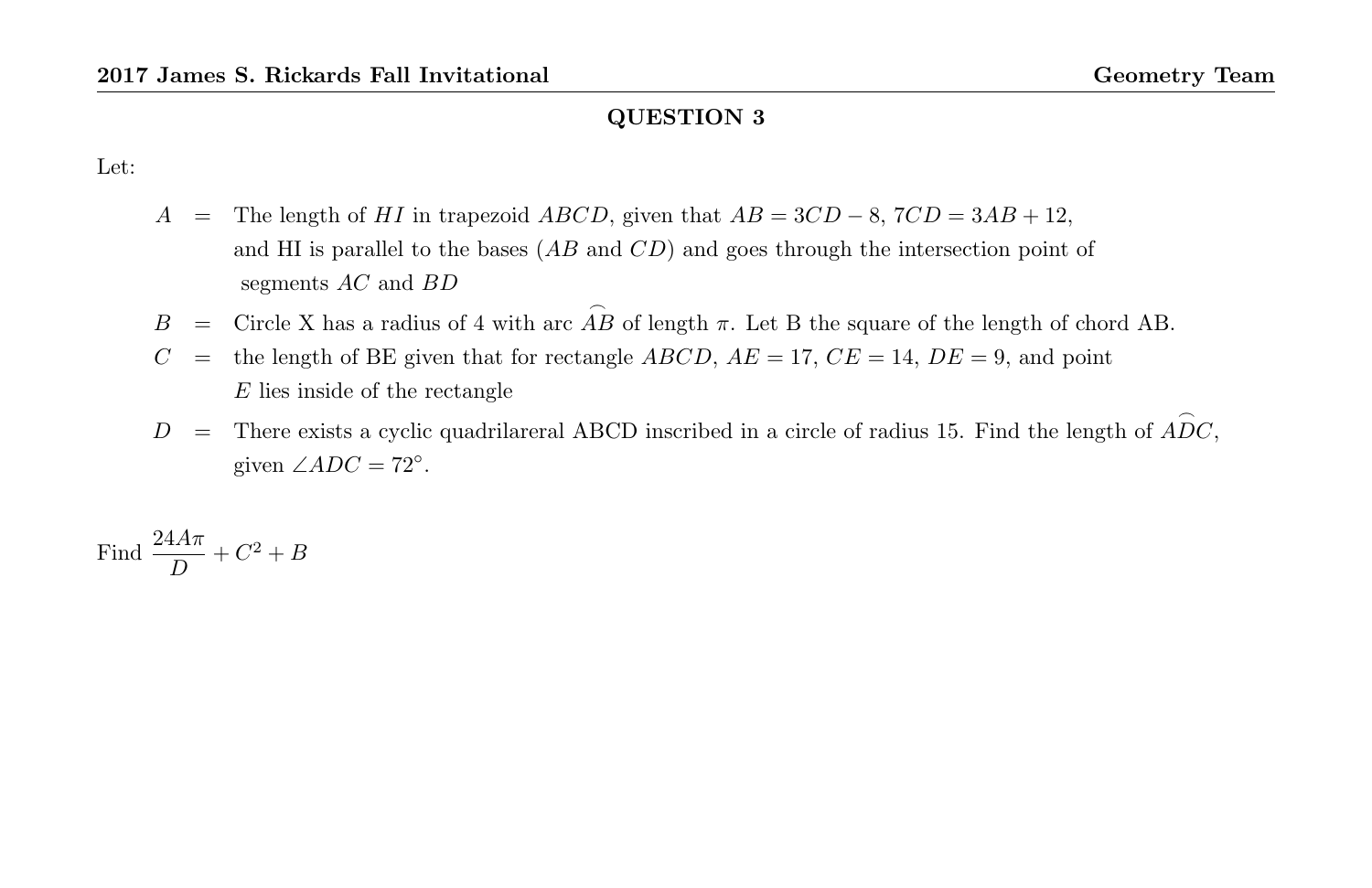## QUESTION 3

Let:

- $A$ = The length of $HI$ in trapezoid $ABCD$, given that $AB = 3CD - 8$, $7CD = 3AB + 12$, and HI is parallel to the bases ($AB$ and $CD$) and goes through the intersection point of segments $AC$ and $BD$
- $B$ = Circle X has a radius of 4 with arc $\widehat{AB}$ of length $\pi$. Let B the square of the length of chord AB.
- $C$ = the length of BE given that for rectangle $ABCD$, $AE = 17$, $CE = 14$, $DE = 9$, and point $E$ lies inside of the rectangle
- $D$ = There exists a cyclic quadrilareral ABCD inscribed in a circle of radius 15. Find the length of $\widehat{ADC}$, given $\angle ADC = 72°$.

Find $\dfrac{24A\pi}{D} + C^2 + B$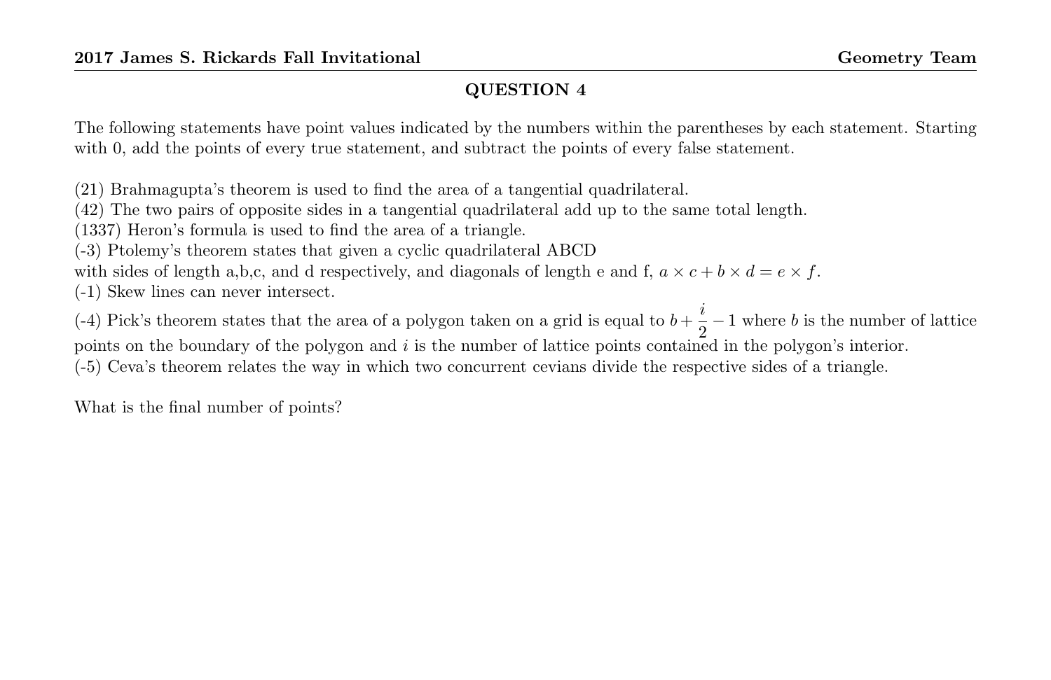## QUESTION 4

The following statements have point values indicated by the numbers within the parentheses by each statement. Starting with 0, add the points of every true statement, and subtract the points of every false statement.

(21) Brahmagupta's theorem is used to find the area of a tangential quadrilateral.
(42) The two pairs of opposite sides in a tangential quadrilateral add up to the same total length.
(1337) Heron's formula is used to find the area of a triangle.
(-3) Ptolemy's theorem states that given a cyclic quadrilateral ABCD
with sides of length a,b,c, and d respectively, and diagonals of length e and f, $a \times c + b \times d = e \times f$.
(-1) Skew lines can never intersect.
(-4) Pick's theorem states that the area of a polygon taken on a grid is equal to $b + \frac{i}{2} - 1$ where $b$ is the number of lattice points on the boundary of the polygon and $i$ is the number of lattice points contained in the polygon's interior.
(-5) Ceva's theorem relates the way in which two concurrent cevians divide the respective sides of a triangle.

What is the final number of points?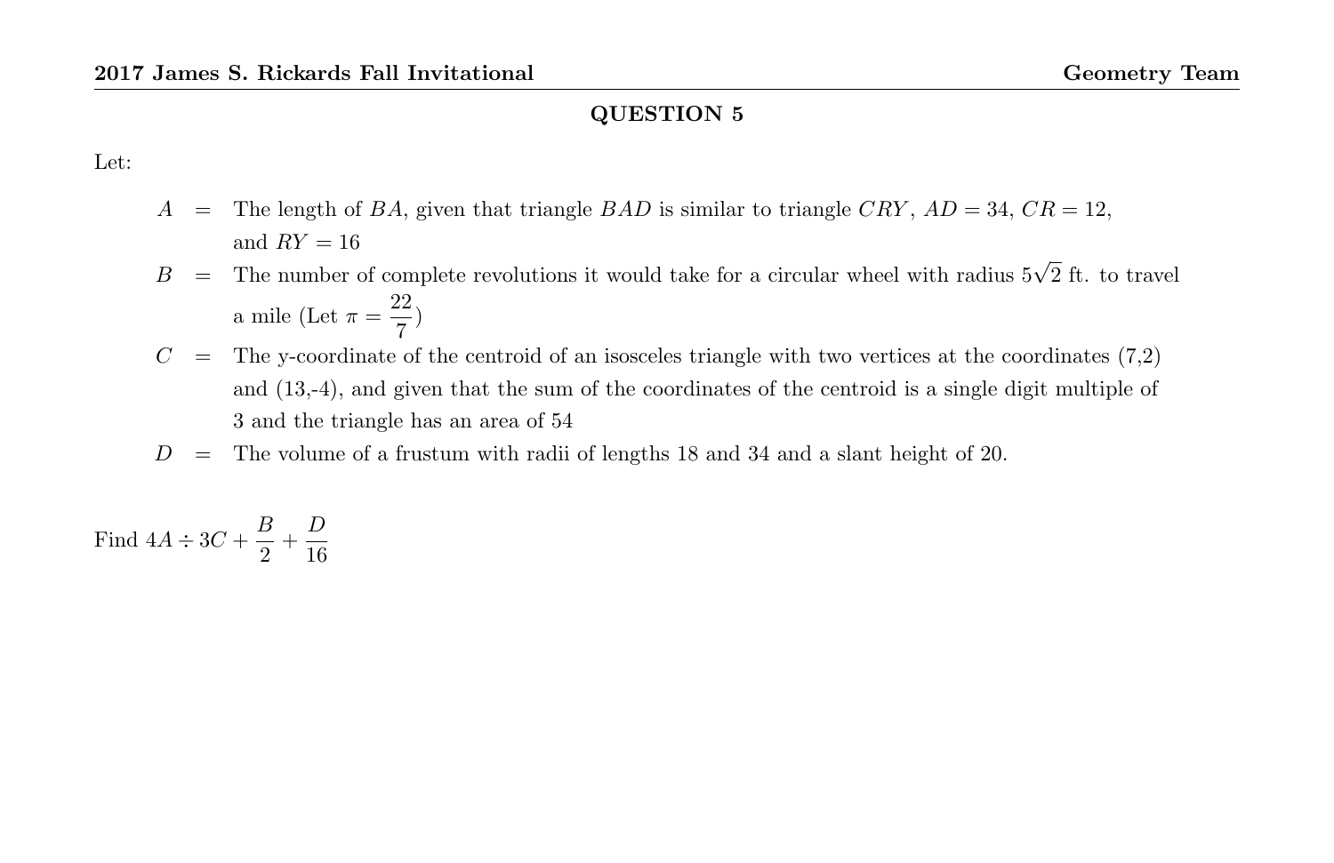## QUESTION 5

Let:

$A$ = The length of $BA$, given that triangle $BAD$ is similar to triangle $CRY$, $AD = 34$, $CR = 12$, and $RY = 16$

$B$ = The number of complete revolutions it would take for a circular wheel with radius $5\sqrt{2}$ ft. to travel a mile (Let $\pi = \frac{22}{7}$)

$C$ = The y-coordinate of the centroid of an isosceles triangle with two vertices at the coordinates (7,2) and (13,-4), and given that the sum of the coordinates of the centroid is a single digit multiple of 3 and the triangle has an area of 54

$D$ = The volume of a frustum with radii of lengths 18 and 34 and a slant height of 20.

Find $4A \div 3C + \frac{B}{2} + \frac{D}{16}$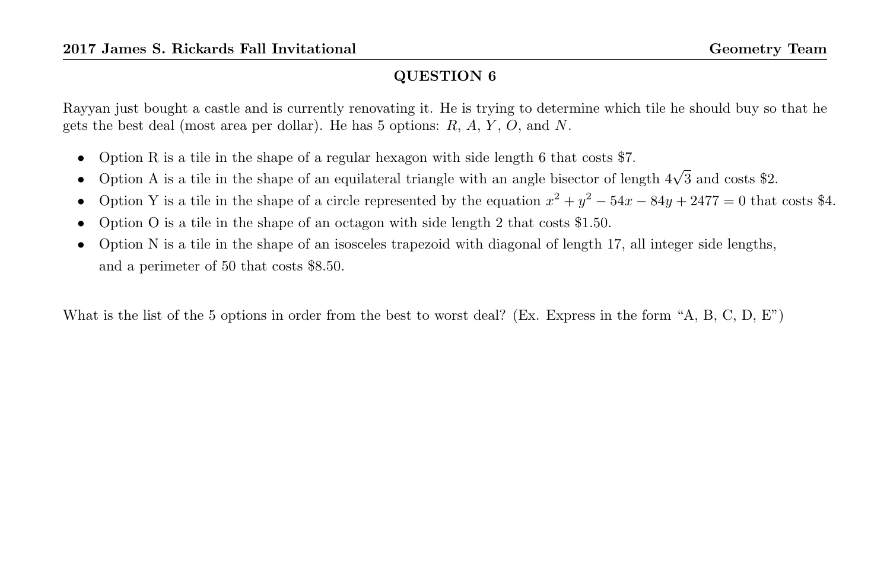## QUESTION 6

Rayyan just bought a castle and is currently renovating it. He is trying to determine which tile he should buy so that he gets the best deal (most area per dollar). He has 5 options: $R$, $A$, $Y$, $O$, and $N$.

- Option R is a tile in the shape of a regular hexagon with side length 6 that costs \$7.
- Option A is a tile in the shape of an equilateral triangle with an angle bisector of length $4\sqrt{3}$ and costs \$2.
- Option Y is a tile in the shape of a circle represented by the equation $x^2 + y^2 - 54x - 84y + 2477 = 0$ that costs \$4.
- Option O is a tile in the shape of an octagon with side length 2 that costs \$1.50.
- Option N is a tile in the shape of an isosceles trapezoid with diagonal of length 17, all integer side lengths, and a perimeter of 50 that costs \$8.50.

What is the list of the 5 options in order from the best to worst deal? (Ex. Express in the form "A, B, C, D, E")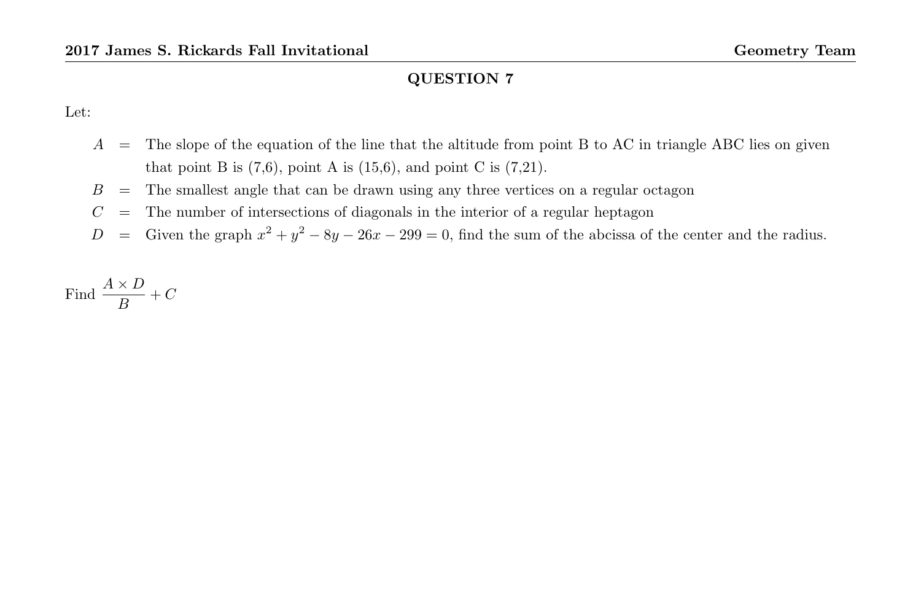## QUESTION 7

Let:

- $A$ = The slope of the equation of the line that the altitude from point B to AC in triangle ABC lies on given that point B is (7,6), point A is (15,6), and point C is (7,21).
- $B$ = The smallest angle that can be drawn using any three vertices on a regular octagon
- $C$ = The number of intersections of diagonals in the interior of a regular heptagon
- $D$ = Given the graph $x^2 + y^2 - 8y - 26x - 299 = 0$, find the sum of the abcissa of the center and the radius.

Find $\dfrac{A \times D}{B} + C$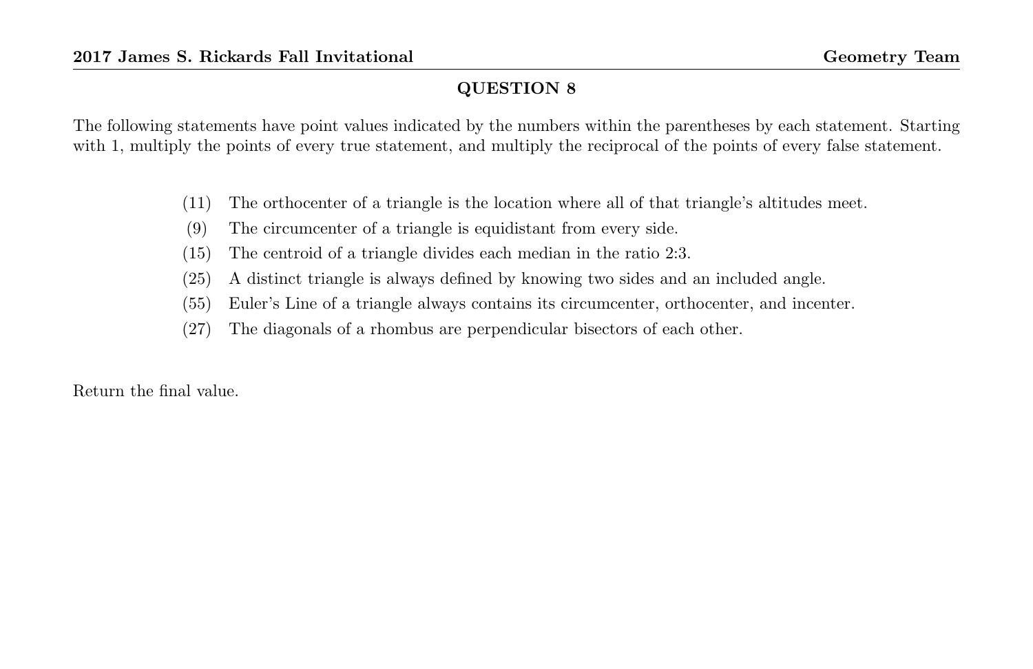## QUESTION 8

The following statements have point values indicated by the numbers within the parentheses by each statement. Starting with 1, multiply the points of every true statement, and multiply the reciprocal of the points of every false statement.

- (11) The orthocenter of a triangle is the location where all of that triangle's altitudes meet.
- (9) The circumcenter of a triangle is equidistant from every side.
- (15) The centroid of a triangle divides each median in the ratio 2:3.
- (25) A distinct triangle is always defined by knowing two sides and an included angle.
- (55) Euler's Line of a triangle always contains its circumcenter, orthocenter, and incenter.
- (27) The diagonals of a rhombus are perpendicular bisectors of each other.

Return the final value.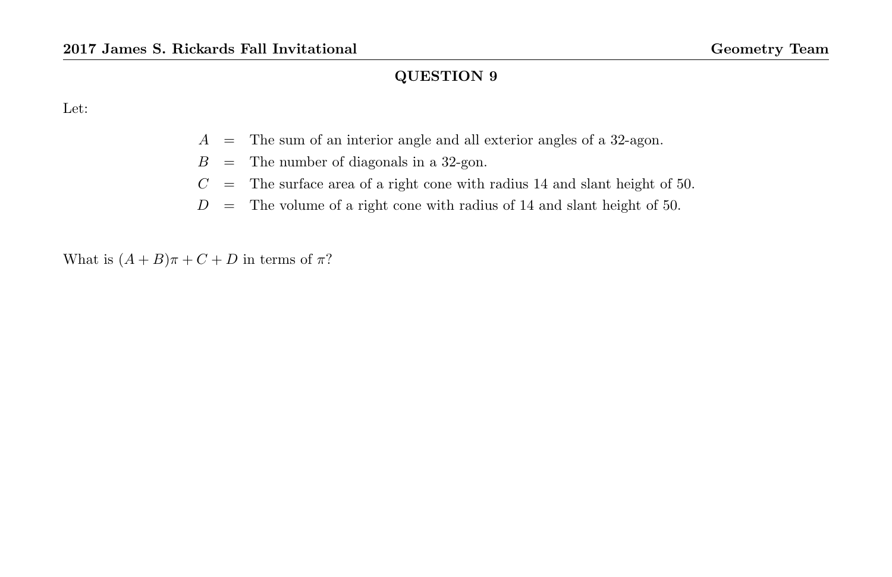## QUESTION 9

Let:

$$
\begin{aligned}
A &= \text{The sum of an interior angle and all exterior angles of a 32-agon.} \\
B &= \text{The number of diagonals in a 32-gon.} \\
C &= \text{The surface area of a right cone with radius 14 and slant height of 50.} \\
D &= \text{The volume of a right cone with radius of 14 and slant height of 50.}
\end{aligned}
$$

What is $(A + B)\pi + C + D$ in terms of $\pi$?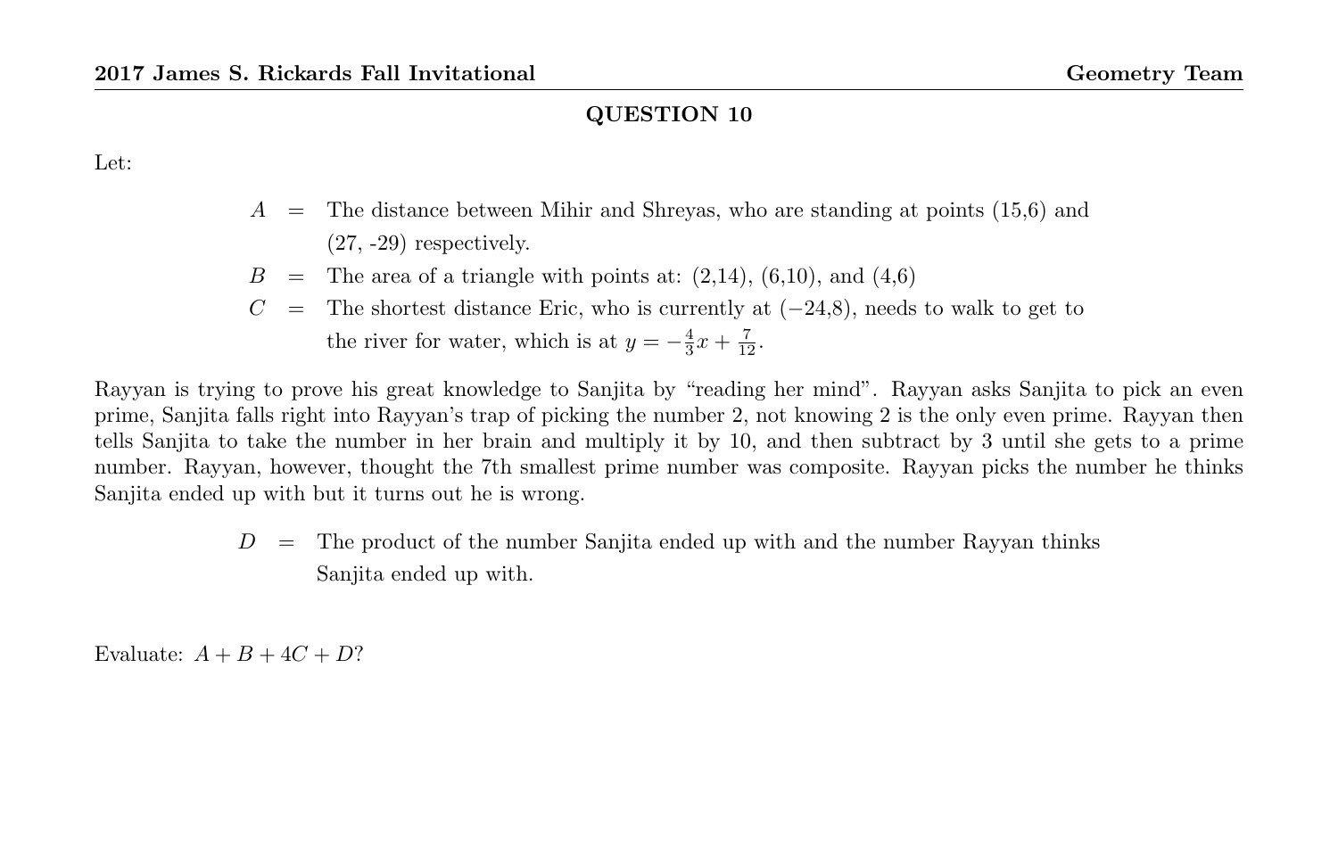## QUESTION 10

Let:

$A$ = The distance between Mihir and Shreyas, who are standing at points (15,6) and (27, -29) respectively.

$B$ = The area of a triangle with points at: (2,14), (6,10), and (4,6)

$C$ = The shortest distance Eric, who is currently at $(-24,8)$, needs to walk to get to the river for water, which is at $y = -\frac{4}{3}x + \frac{7}{12}$.

Rayyan is trying to prove his great knowledge to Sanjita by "reading her mind". Rayyan asks Sanjita to pick an even prime, Sanjita falls right into Rayyan's trap of picking the number 2, not knowing 2 is the only even prime. Rayyan then tells Sanjita to take the number in her brain and multiply it by 10, and then subtract by 3 until she gets to a prime number. Rayyan, however, thought the 7th smallest prime number was composite. Rayyan picks the number he thinks Sanjita ended up with but it turns out he is wrong.

$D$ = The product of the number Sanjita ended up with and the number Rayyan thinks Sanjita ended up with.

Evaluate: $A + B + 4C + D$?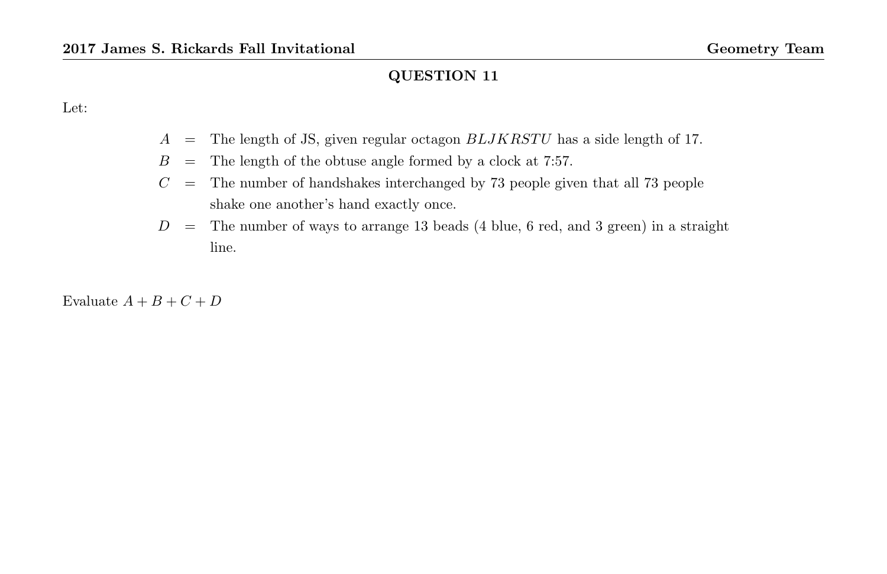## QUESTION 11

Let:

$A$ = The length of JS, given regular octagon $BLJKRSTU$ has a side length of 17.

$B$ = The length of the obtuse angle formed by a clock at 7:57.

$C$ = The number of handshakes interchanged by 73 people given that all 73 people shake one another's hand exactly once.

$D$ = The number of ways to arrange 13 beads (4 blue, 6 red, and 3 green) in a straight line.

Evaluate $A + B + C + D$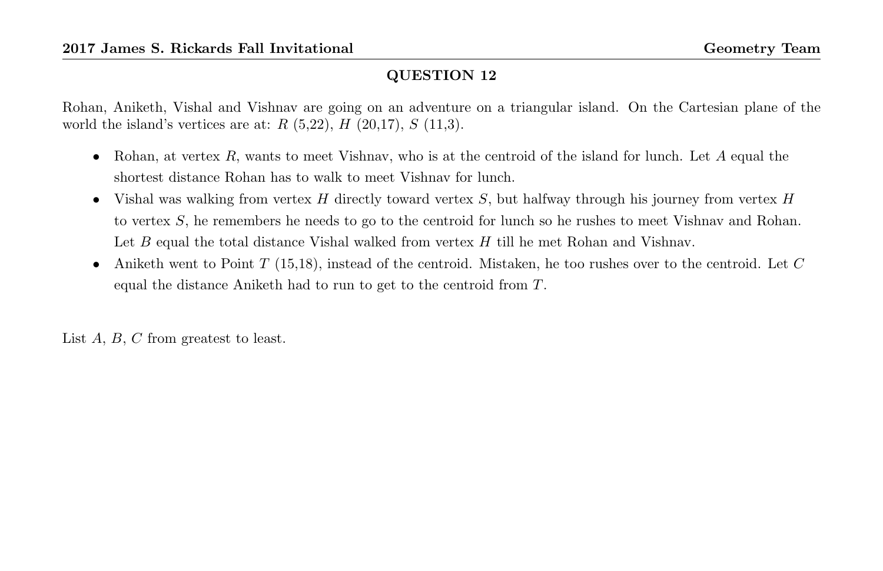## QUESTION 12

Rohan, Aniketh, Vishal and Vishnav are going on an adventure on a triangular island. On the Cartesian plane of the world the island's vertices are at: $R$ (5,22), $H$ (20,17), $S$ (11,3).

- Rohan, at vertex $R$, wants to meet Vishnav, who is at the centroid of the island for lunch. Let $A$ equal the shortest distance Rohan has to walk to meet Vishnav for lunch.
- Vishal was walking from vertex $H$ directly toward vertex $S$, but halfway through his journey from vertex $H$ to vertex $S$, he remembers he needs to go to the centroid for lunch so he rushes to meet Vishnav and Rohan. Let $B$ equal the total distance Vishal walked from vertex $H$ till he met Rohan and Vishnav.
- Aniketh went to Point $T$ (15,18), instead of the centroid. Mistaken, he too rushes over to the centroid. Let $C$ equal the distance Aniketh had to run to get to the centroid from $T$.

List $A$, $B$, $C$ from greatest to least.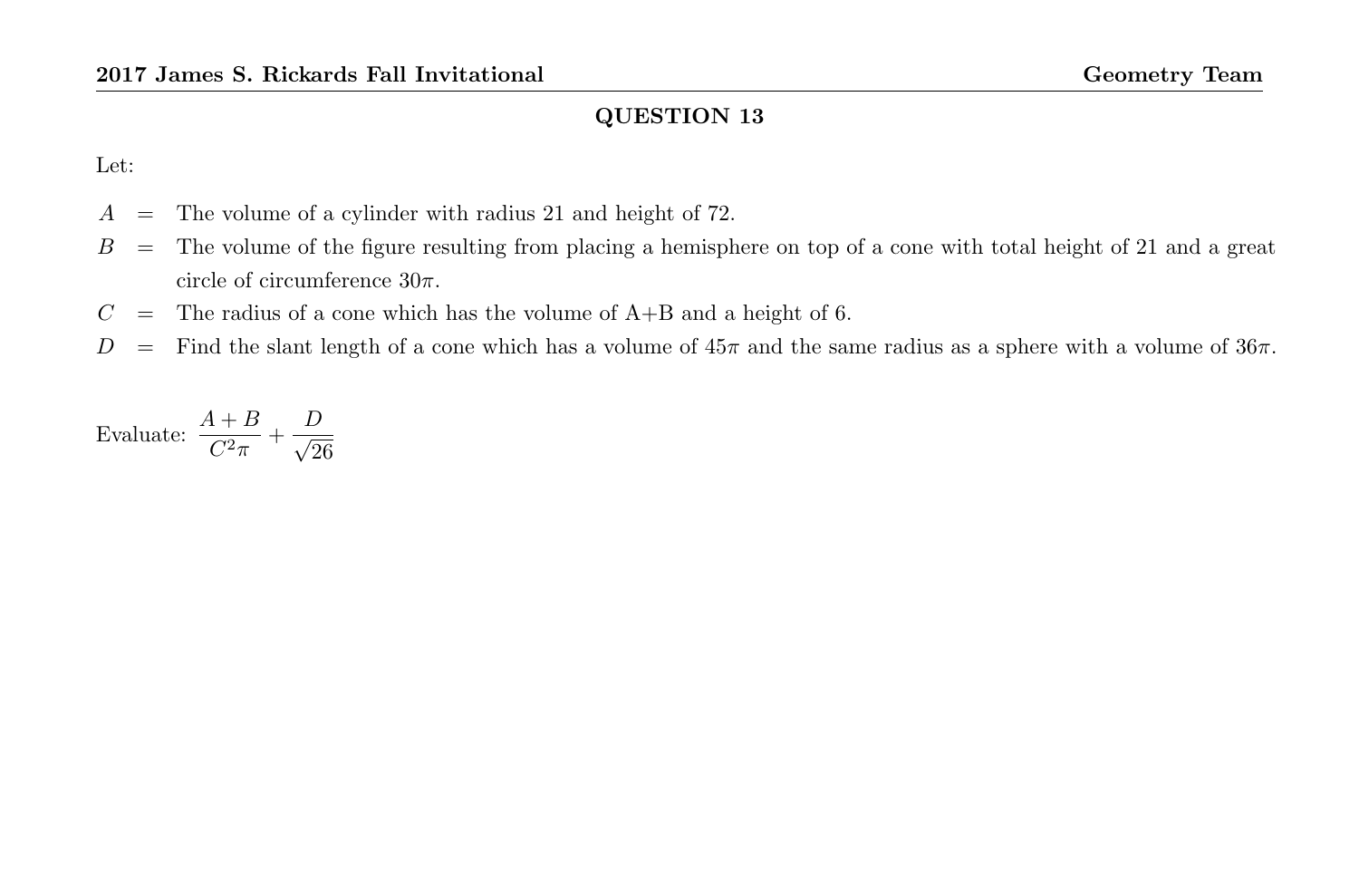## QUESTION 13

Let:

$A$ = The volume of a cylinder with radius 21 and height of 72.

$B$ = The volume of the figure resulting from placing a hemisphere on top of a cone with total height of 21 and a great circle of circumference $30\pi$.

$C$ = The radius of a cone which has the volume of A+B and a height of 6.

$D$ = Find the slant length of a cone which has a volume of $45\pi$ and the same radius as a sphere with a volume of $36\pi$.

Evaluate: $\dfrac{A+B}{C^2\pi} + \dfrac{D}{\sqrt{26}}$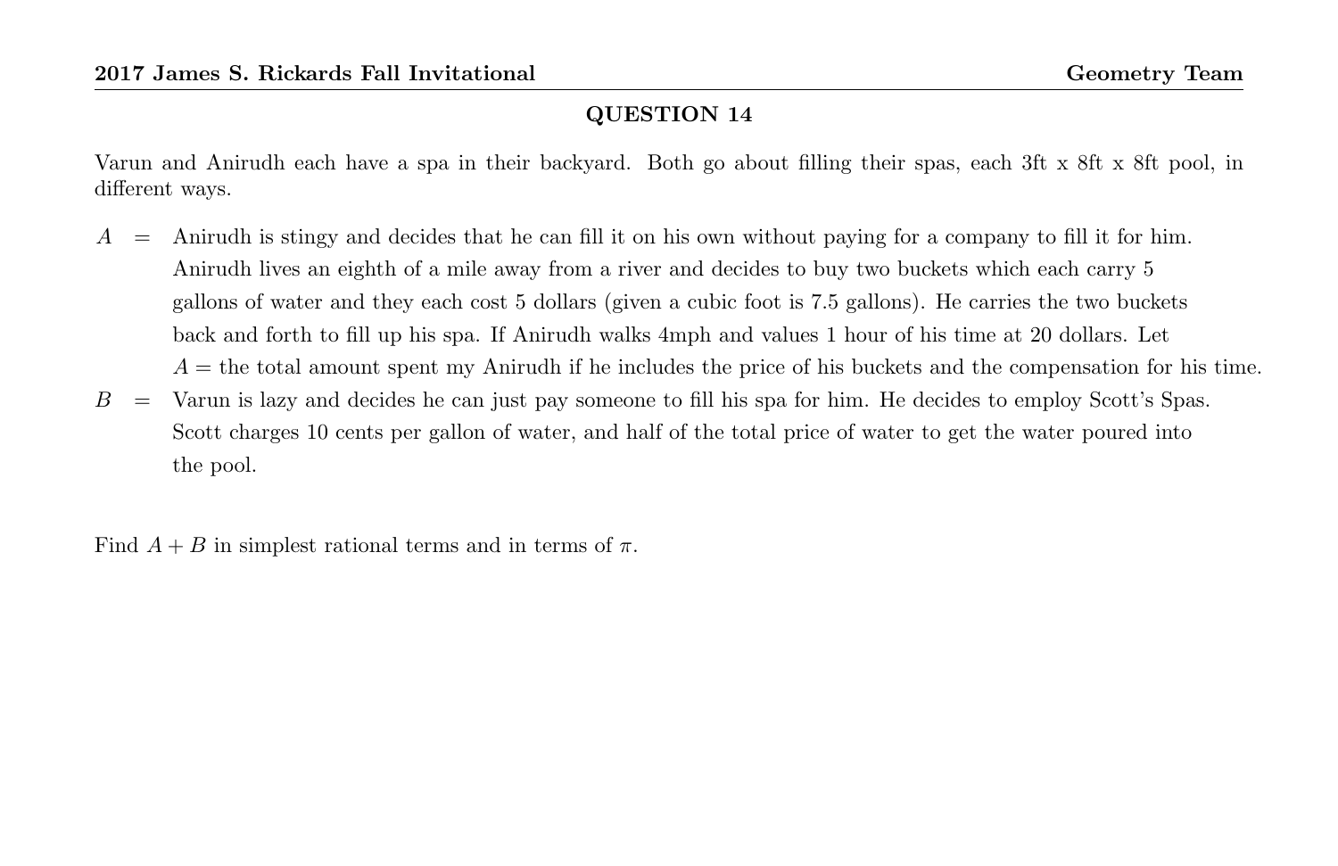## QUESTION 14

Varun and Anirudh each have a spa in their backyard. Both go about filling their spas, each 3ft x 8ft x 8ft pool, in different ways.

$A$ = Anirudh is stingy and decides that he can fill it on his own without paying for a company to fill it for him. Anirudh lives an eighth of a mile away from a river and decides to buy two buckets which each carry 5 gallons of water and they each cost 5 dollars (given a cubic foot is 7.5 gallons). He carries the two buckets back and forth to fill up his spa. If Anirudh walks 4mph and values 1 hour of his time at 20 dollars. Let $A$ = the total amount spent my Anirudh if he includes the price of his buckets and the compensation for his time.

$B$ = Varun is lazy and decides he can just pay someone to fill his spa for him. He decides to employ Scott's Spas. Scott charges 10 cents per gallon of water, and half of the total price of water to get the water poured into the pool.

Find $A + B$ in simplest rational terms and in terms of $\pi$.